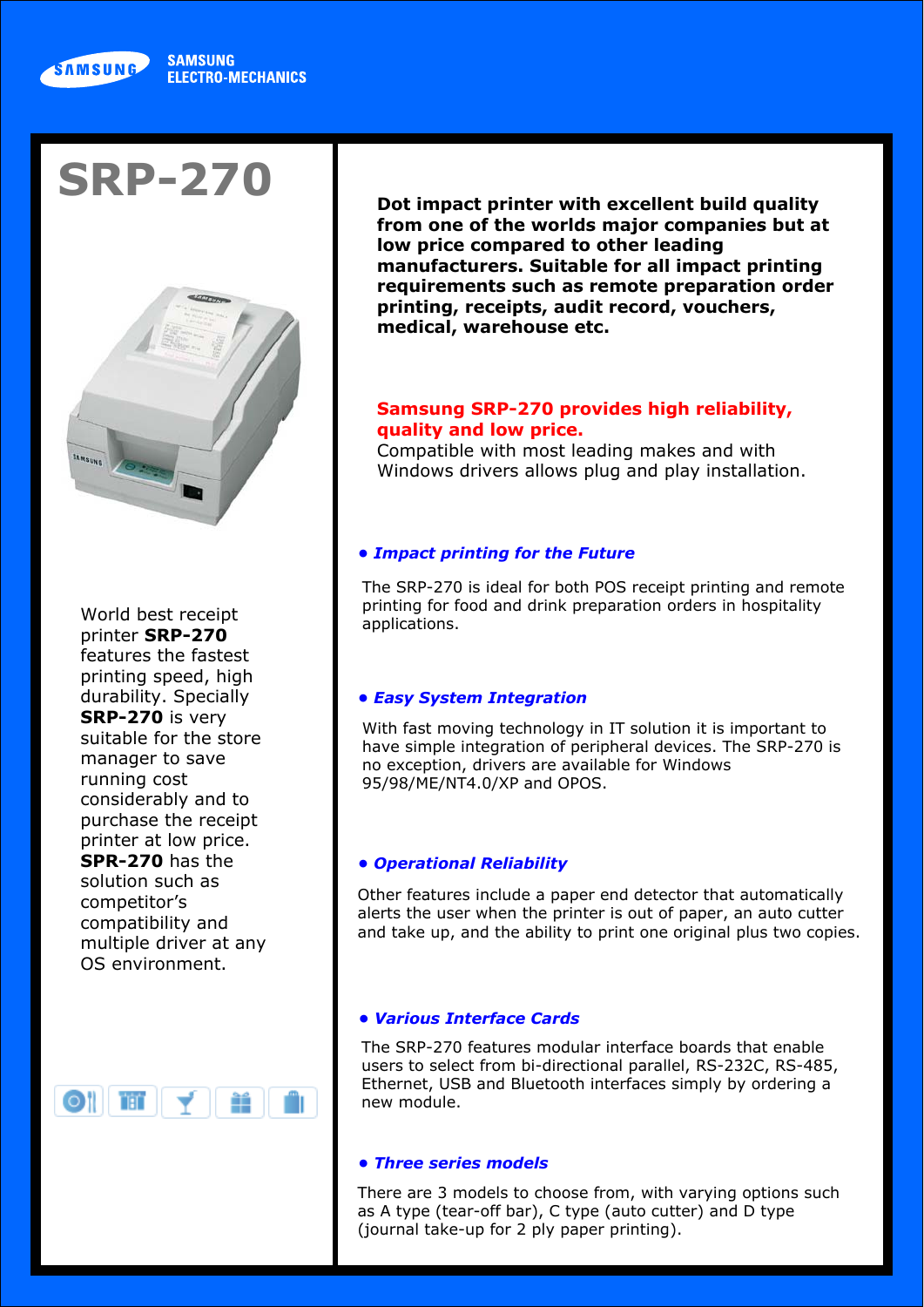SAMSUNG ELECTRO-MECHANICS

# SRP-270

World best receipt printer **SRP-270** features the fastest printing speed, high durability. Specially **SRP-270** is very suitable for the store manager to save running cost considerably and to purchase the receipt printer at low price. **SPR-270** has the solution such as competitor's compatibility and multiple driver at any OS environment.

**Dot impact printer with excellent build quality from one of the worlds major companies but at low price compared to other leading manufacturers. Suitable for all impact printing requirements such as remote preparation order printing, receipts, audit record, vouchers, medical, warehouse etc.**

**Samsung SRP-270 provides high reliability, quality and low price.**
Compatible with most leading makes and with Windows drivers allows plug and play installation.

### • *Impact printing for the Future*

The SRP-270 is ideal for both POS receipt printing and remote printing for food and drink preparation orders in hospitality applications.

### • *Easy System Integration*

With fast moving technology in IT solution it is important to have simple integration of peripheral devices. The SRP-270 is no exception, drivers are available for Windows 95/98/ME/NT4.0/XP and OPOS.

### • *Operational Reliability*

Other features include a paper end detector that automatically alerts the user when the printer is out of paper, an auto cutter and take up, and the ability to print one original plus two copies.

### • *Various Interface Cards*

The SRP-270 features modular interface boards that enable users to select from bi-directional parallel, RS-232C, RS-485, Ethernet, USB and Bluetooth interfaces simply by ordering a new module.

### • *Three series models*

There are 3 models to choose from, with varying options such as A type (tear-off bar), C type (auto cutter) and D type (journal take-up for 2 ply paper printing).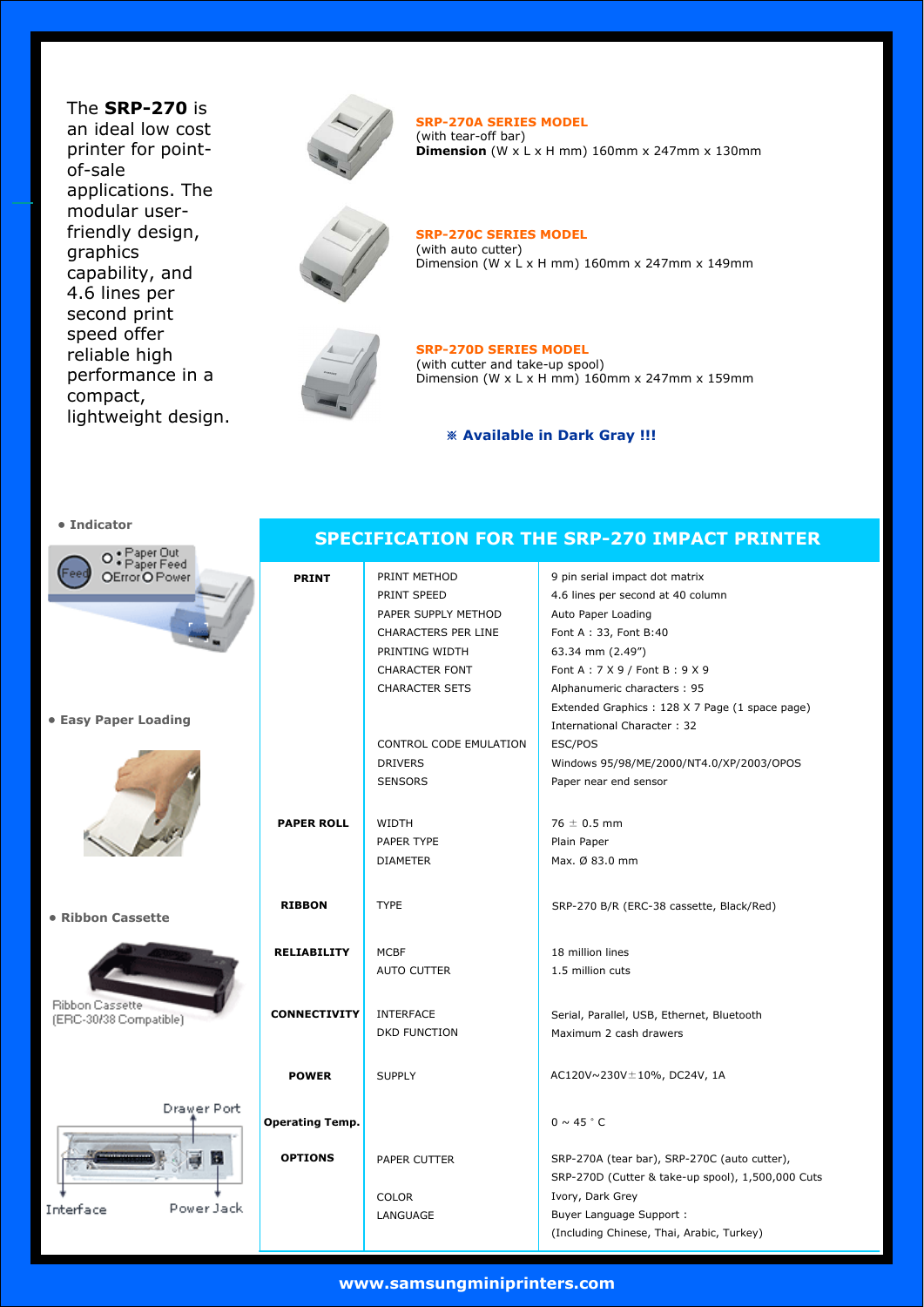The **SRP-270** is an ideal low cost printer for point-of-sale applications. The modular user-friendly design, graphics capability, and 4.6 lines per second print speed offer reliable high performance in a compact, lightweight design.

**SRP-270A SERIES MODEL**
(with tear-off bar)
**Dimension** (W x L x H mm) 160mm x 247mm x 130mm

**SRP-270C SERIES MODEL**
(with auto cutter)
Dimension (W x L x H mm) 160mm x 247mm x 149mm

**SRP-270D SERIES MODEL**
(with cutter and take-up spool)
Dimension (W x L x H mm) 160mm x 247mm x 159mm

**※ Available in Dark Gray !!!**

- **Indicator**

Paper Out
Paper Feed
Feed
Error
Power

- **Easy Paper Loading**
- **Ribbon Cassette**

Ribbon Cassette
(ERC-30/38 Compatible)

Drawer Port
Interface
Power Jack

## SPECIFICATION FOR THE SRP-270 IMPACT PRINTER

| | | |
|---|---|---|
| **PRINT** | PRINT METHOD | 9 pin serial impact dot matrix |
| | PRINT SPEED | 4.6 lines per second at 40 column |
| | PAPER SUPPLY METHOD | Auto Paper Loading |
| | CHARACTERS PER LINE | Font A : 33, Font B:40 |
| | PRINTING WIDTH | 63.34 mm (2.49") |
| | CHARACTER FONT | Font A : 7 X 9 / Font B : 9 X 9 |
| | CHARACTER SETS | Alphanumeric characters : 95<br>Extended Graphics : 128 X 7 Page (1 space page)<br>International Character : 32 |
| | CONTROL CODE EMULATION | ESC/POS |
| | DRIVERS | Windows 95/98/ME/2000/NT4.0/XP/2003/OPOS |
| | SENSORS | Paper near end sensor |
| **PAPER ROLL** | WIDTH | 76 ± 0.5 mm |
| | PAPER TYPE | Plain Paper |
| | DIAMETER | Max. Ø 83.0 mm |
| **RIBBON** | TYPE | SRP-270 B/R (ERC-38 cassette, Black/Red) |
| **RELIABILITY** | MCBF | 18 million lines |
| | AUTO CUTTER | 1.5 million cuts |
| **CONNECTIVITY** | INTERFACE | Serial, Parallel, USB, Ethernet, Bluetooth |
| | DKD FUNCTION | Maximum 2 cash drawers |
| **POWER** | SUPPLY | AC120V~230V±10%, DC24V, 1A |
| **Operating Temp.** | | 0 ~ 45 ° C |
| **OPTIONS** | PAPER CUTTER | SRP-270A (tear bar), SRP-270C (auto cutter),<br>SRP-270D (Cutter & take-up spool), 1,500,000 Cuts |
| | COLOR | Ivory, Dark Grey |
| | LANGUAGE | Buyer Language Support :<br>(Including Chinese, Thai, Arabic, Turkey) |

**www.samsungminiprinters.com**